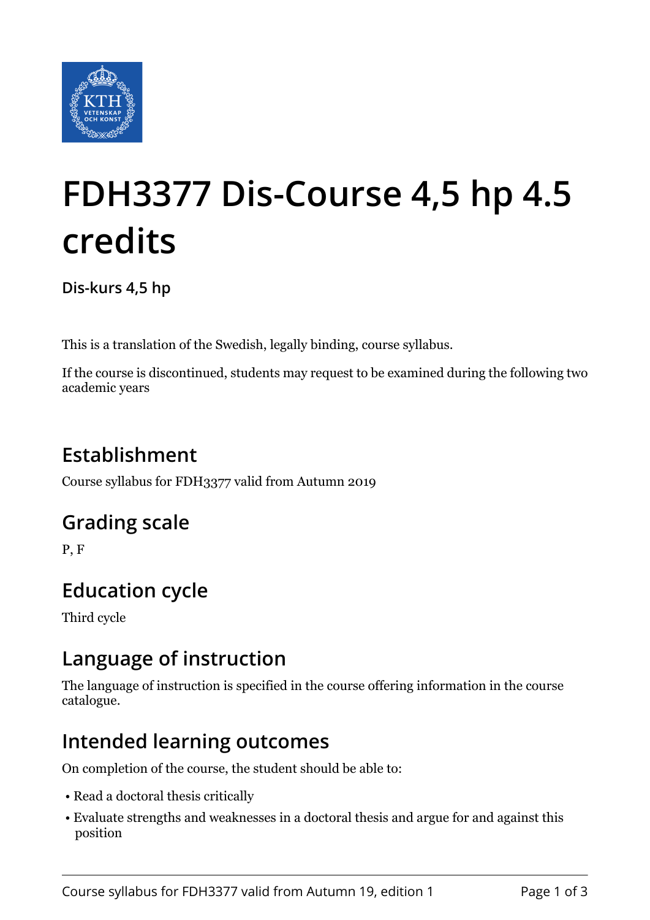# FDH3377 Dis-Course 4,5 hp 4.5 credits

**Dis-kurs 4,5 hp**

This is a translation of the Swedish, legally binding, course syllabus.

If the course is discontinued, students may request to be examined during the following two academic years

## Establishment

Course syllabus for FDH3377 valid from Autumn 2019

## Grading scale

P, F

## Education cycle

Third cycle

## Language of instruction

The language of instruction is specified in the course offering information in the course catalogue.

## Intended learning outcomes

On completion of the course, the student should be able to:

- Read a doctoral thesis critically
- Evaluate strengths and weaknesses in a doctoral thesis and argue for and against this position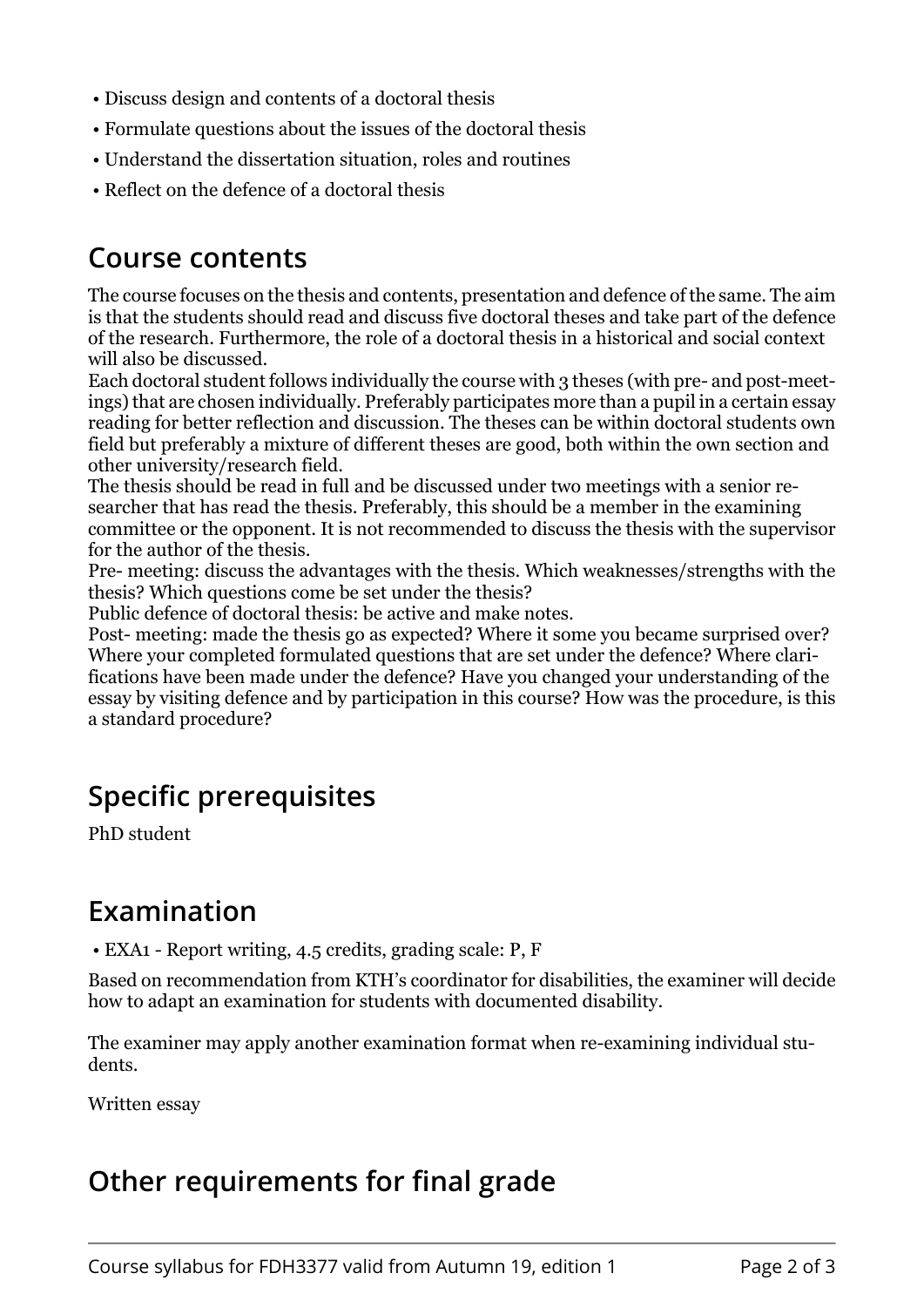- Discuss design and contents of a doctoral thesis
- Formulate questions about the issues of the doctoral thesis
- Understand the dissertation situation, roles and routines
- Reflect on the defence of a doctoral thesis

## Course contents

The course focuses on the thesis and contents, presentation and defence of the same. The aim is that the students should read and discuss five doctoral theses and take part of the defence of the research. Furthermore, the role of a doctoral thesis in a historical and social context will also be discussed.
Each doctoral student follows individually the course with 3 theses (with pre- and post-meetings) that are chosen individually. Preferably participates more than a pupil in a certain essay reading for better reflection and discussion. The theses can be within doctoral students own field but preferably a mixture of different theses are good, both within the own section and other university/research field.
The thesis should be read in full and be discussed under two meetings with a senior researcher that has read the thesis. Preferably, this should be a member in the examining committee or the opponent. It is not recommended to discuss the thesis with the supervisor for the author of the thesis.
Pre- meeting: discuss the advantages with the thesis. Which weaknesses/strengths with the thesis? Which questions come be set under the thesis?
Public defence of doctoral thesis: be active and make notes.
Post- meeting: made the thesis go as expected? Where it some you became surprised over? Where your completed formulated questions that are set under the defence? Where clarifications have been made under the defence? Have you changed your understanding of the essay by visiting defence and by participation in this course? How was the procedure, is this a standard procedure?

## Specific prerequisites

PhD student

## Examination

- EXA1 - Report writing, 4.5 credits, grading scale: P, F

Based on recommendation from KTH's coordinator for disabilities, the examiner will decide how to adapt an examination for students with documented disability.

The examiner may apply another examination format when re-examining individual students.

Written essay

## Other requirements for final grade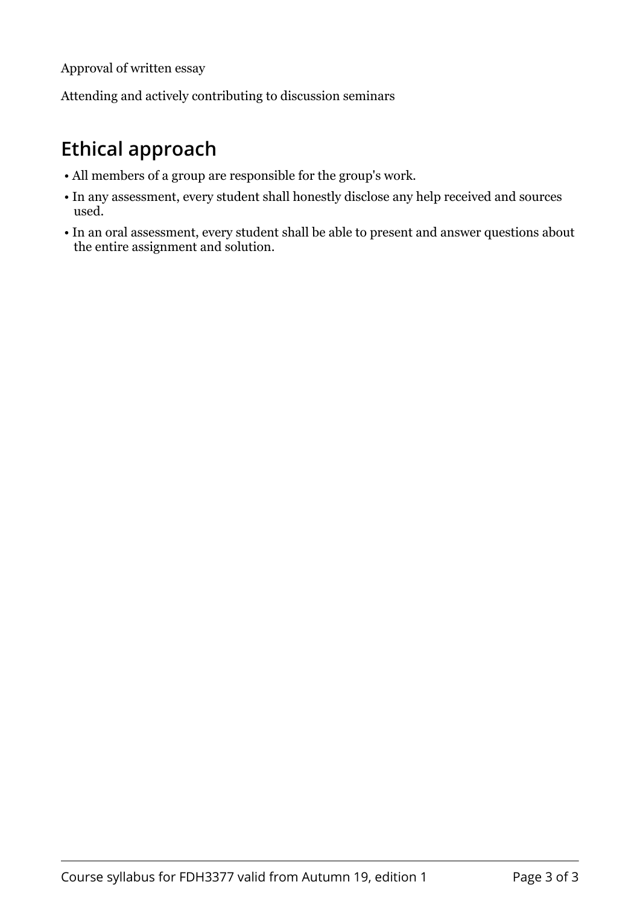Approval of written essay

Attending and actively contributing to discussion seminars

## Ethical approach

- All members of a group are responsible for the group's work.
- In any assessment, every student shall honestly disclose any help received and sources used.
- In an oral assessment, every student shall be able to present and answer questions about the entire assignment and solution.